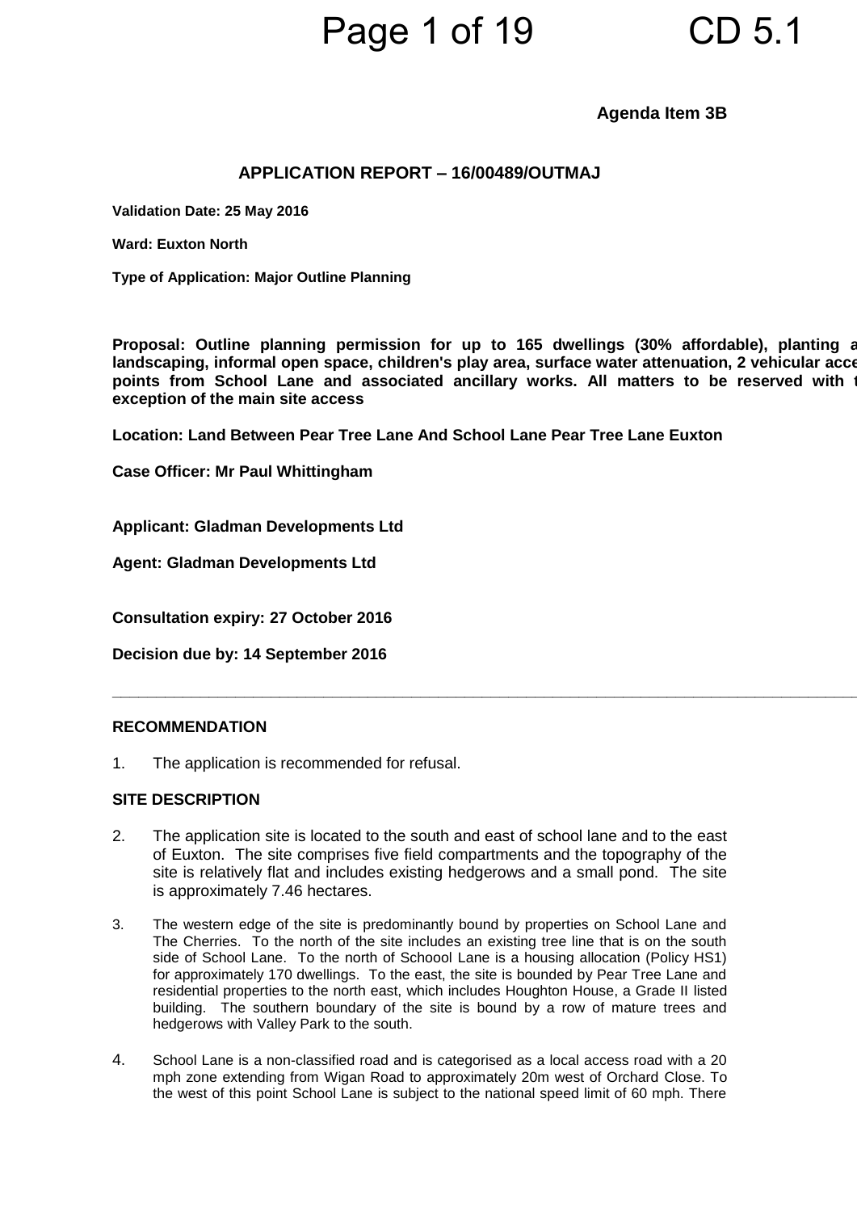**Agenda Item 3B**

## APPLICATION REPORT – 16/00489/OUTMAJ

**Validation Date: 25 May 2016**

**Ward: Euxton North**

**Type of Application: Major Outline Planning**

**Proposal: Outline planning permission for up to 165 dwellings (30% affordable), planting a landscaping, informal open space, children's play area, surface water attenuation, 2 vehicular acce points from School Lane and associated ancillary works. All matters to be reserved with t exception of the main site access**

**Location: Land Between Pear Tree Lane And School Lane Pear Tree Lane Euxton**

**Case Officer: Mr Paul Whittingham**

**Applicant: Gladman Developments Ltd**

**Agent: Gladman Developments Ltd**

**Consultation expiry: 27 October 2016**

**Decision due by: 14 September 2016**

---

### RECOMMENDATION

1. The application is recommended for refusal.

### SITE DESCRIPTION

2. The application site is located to the south and east of school lane and to the east of Euxton. The site comprises five field compartments and the topography of the site is relatively flat and includes existing hedgerows and a small pond. The site is approximately 7.46 hectares.

3. The western edge of the site is predominantly bound by properties on School Lane and The Cherries. To the north of the site includes an existing tree line that is on the south side of School Lane. To the north of Schoool Lane is a housing allocation (Policy HS1) for approximately 170 dwellings. To the east, the site is bounded by Pear Tree Lane and residential properties to the north east, which includes Houghton House, a Grade II listed building. The southern boundary of the site is bound by a row of mature trees and hedgerows with Valley Park to the south.

4. School Lane is a non-classified road and is categorised as a local access road with a 20 mph zone extending from Wigan Road to approximately 20m west of Orchard Close. To the west of this point School Lane is subject to the national speed limit of 60 mph. There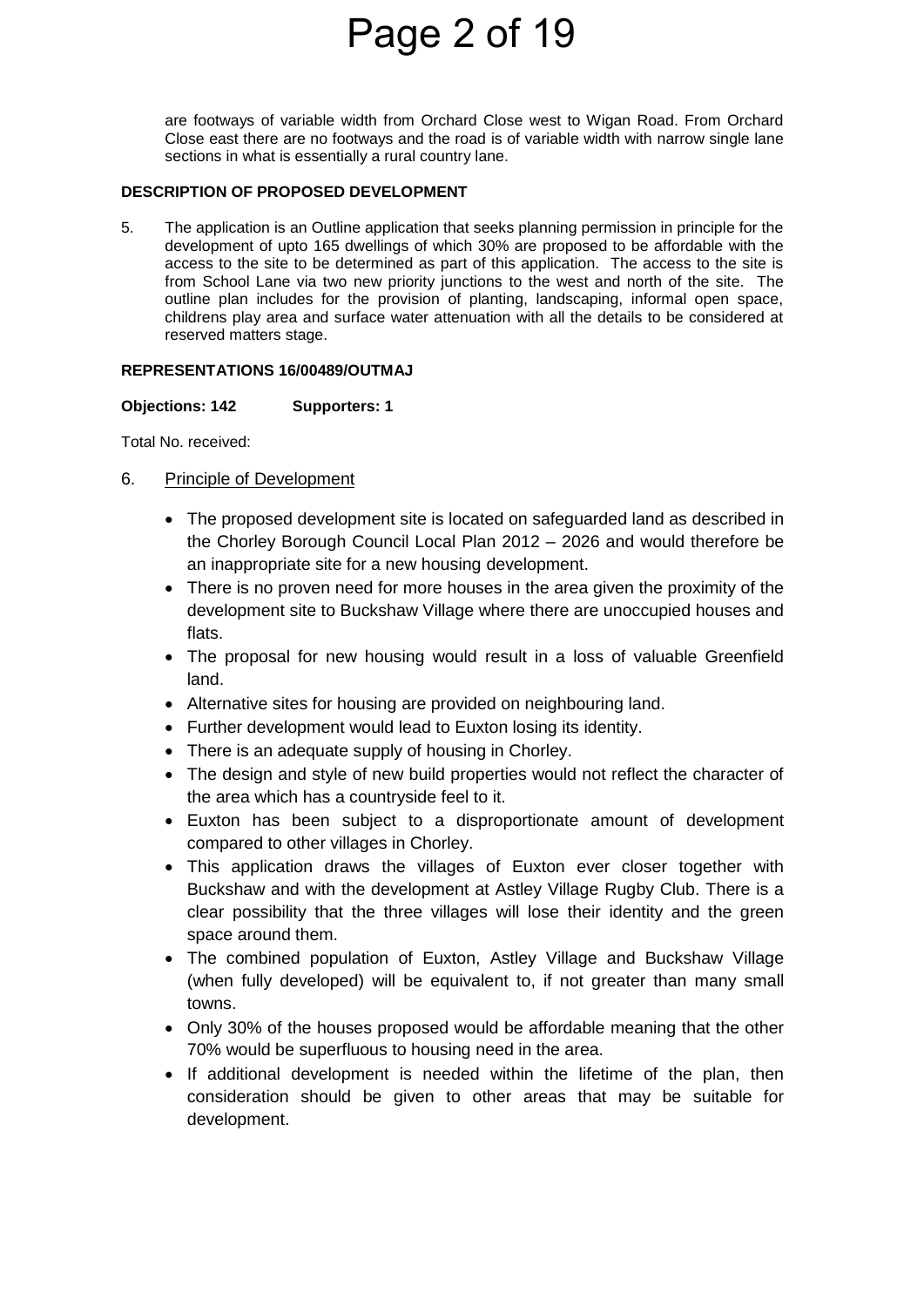are footways of variable width from Orchard Close west to Wigan Road. From Orchard Close east there are no footways and the road is of variable width with narrow single lane sections in what is essentially a rural country lane.

**DESCRIPTION OF PROPOSED DEVELOPMENT**

5. The application is an Outline application that seeks planning permission in principle for the development of upto 165 dwellings of which 30% are proposed to be affordable with the access to the site to be determined as part of this application. The access to the site is from School Lane via two new priority junctions to the west and north of the site. The outline plan includes for the provision of planting, landscaping, informal open space, childrens play area and surface water attenuation with all the details to be considered at reserved matters stage.

**REPRESENTATIONS 16/00489/OUTMAJ**

**Objections: 142 Supporters: 1**

Total No. received:

6. Principle of Development

- The proposed development site is located on safeguarded land as described in the Chorley Borough Council Local Plan 2012 – 2026 and would therefore be an inappropriate site for a new housing development.
- There is no proven need for more houses in the area given the proximity of the development site to Buckshaw Village where there are unoccupied houses and flats.
- The proposal for new housing would result in a loss of valuable Greenfield land.
- Alternative sites for housing are provided on neighbouring land.
- Further development would lead to Euxton losing its identity.
- There is an adequate supply of housing in Chorley.
- The design and style of new build properties would not reflect the character of the area which has a countryside feel to it.
- Euxton has been subject to a disproportionate amount of development compared to other villages in Chorley.
- This application draws the villages of Euxton ever closer together with Buckshaw and with the development at Astley Village Rugby Club. There is a clear possibility that the three villages will lose their identity and the green space around them.
- The combined population of Euxton, Astley Village and Buckshaw Village (when fully developed) will be equivalent to, if not greater than many small towns.
- Only 30% of the houses proposed would be affordable meaning that the other 70% would be superfluous to housing need in the area.
- If additional development is needed within the lifetime of the plan, then consideration should be given to other areas that may be suitable for development.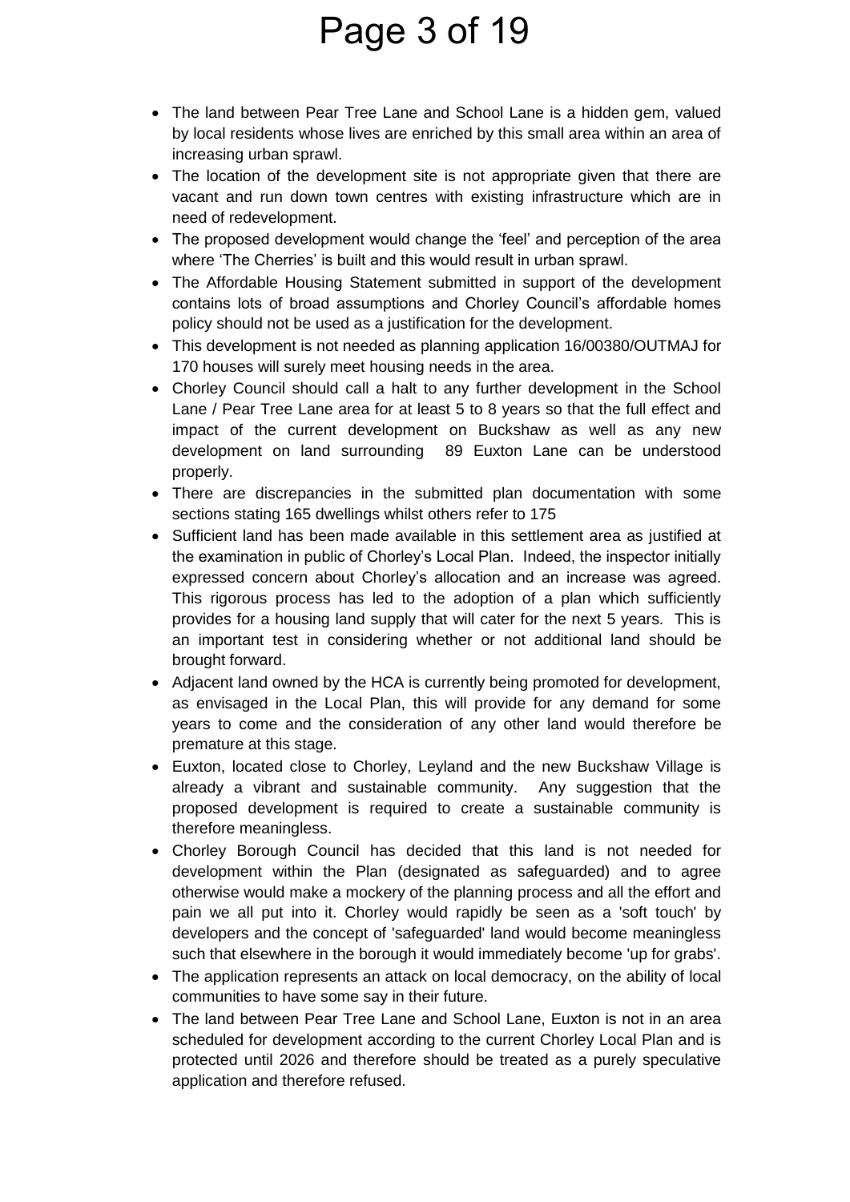- The land between Pear Tree Lane and School Lane is a hidden gem, valued by local residents whose lives are enriched by this small area within an area of increasing urban sprawl.
- The location of the development site is not appropriate given that there are vacant and run down town centres with existing infrastructure which are in need of redevelopment.
- The proposed development would change the 'feel' and perception of the area where 'The Cherries' is built and this would result in urban sprawl.
- The Affordable Housing Statement submitted in support of the development contains lots of broad assumptions and Chorley Council's affordable homes policy should not be used as a justification for the development.
- This development is not needed as planning application 16/00380/OUTMAJ for 170 houses will surely meet housing needs in the area.
- Chorley Council should call a halt to any further development in the School Lane / Pear Tree Lane area for at least 5 to 8 years so that the full effect and impact of the current development on Buckshaw as well as any new development on land surrounding 89 Euxton Lane can be understood properly.
- There are discrepancies in the submitted plan documentation with some sections stating 165 dwellings whilst others refer to 175
- Sufficient land has been made available in this settlement area as justified at the examination in public of Chorley's Local Plan. Indeed, the inspector initially expressed concern about Chorley's allocation and an increase was agreed. This rigorous process has led to the adoption of a plan which sufficiently provides for a housing land supply that will cater for the next 5 years. This is an important test in considering whether or not additional land should be brought forward.
- Adjacent land owned by the HCA is currently being promoted for development, as envisaged in the Local Plan, this will provide for any demand for some years to come and the consideration of any other land would therefore be premature at this stage.
- Euxton, located close to Chorley, Leyland and the new Buckshaw Village is already a vibrant and sustainable community. Any suggestion that the proposed development is required to create a sustainable community is therefore meaningless.
- Chorley Borough Council has decided that this land is not needed for development within the Plan (designated as safeguarded) and to agree otherwise would make a mockery of the planning process and all the effort and pain we all put into it. Chorley would rapidly be seen as a 'soft touch' by developers and the concept of 'safeguarded' land would become meaningless such that elsewhere in the borough it would immediately become 'up for grabs'.
- The application represents an attack on local democracy, on the ability of local communities to have some say in their future.
- The land between Pear Tree Lane and School Lane, Euxton is not in an area scheduled for development according to the current Chorley Local Plan and is protected until 2026 and therefore should be treated as a purely speculative application and therefore refused.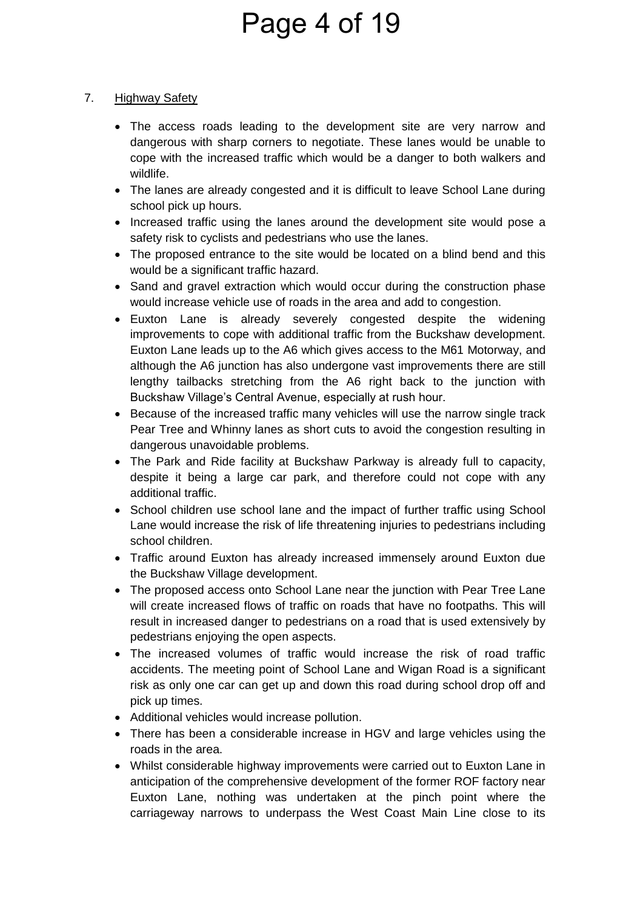7. <u>Highway Safety</u>

- The access roads leading to the development site are very narrow and dangerous with sharp corners to negotiate. These lanes would be unable to cope with the increased traffic which would be a danger to both walkers and wildlife.
- The lanes are already congested and it is difficult to leave School Lane during school pick up hours.
- Increased traffic using the lanes around the development site would pose a safety risk to cyclists and pedestrians who use the lanes.
- The proposed entrance to the site would be located on a blind bend and this would be a significant traffic hazard.
- Sand and gravel extraction which would occur during the construction phase would increase vehicle use of roads in the area and add to congestion.
- Euxton Lane is already severely congested despite the widening improvements to cope with additional traffic from the Buckshaw development. Euxton Lane leads up to the A6 which gives access to the M61 Motorway, and although the A6 junction has also undergone vast improvements there are still lengthy tailbacks stretching from the A6 right back to the junction with Buckshaw Village's Central Avenue, especially at rush hour.
- Because of the increased traffic many vehicles will use the narrow single track Pear Tree and Whinny lanes as short cuts to avoid the congestion resulting in dangerous unavoidable problems.
- The Park and Ride facility at Buckshaw Parkway is already full to capacity, despite it being a large car park, and therefore could not cope with any additional traffic.
- School children use school lane and the impact of further traffic using School Lane would increase the risk of life threatening injuries to pedestrians including school children.
- Traffic around Euxton has already increased immensely around Euxton due the Buckshaw Village development.
- The proposed access onto School Lane near the junction with Pear Tree Lane will create increased flows of traffic on roads that have no footpaths. This will result in increased danger to pedestrians on a road that is used extensively by pedestrians enjoying the open aspects.
- The increased volumes of traffic would increase the risk of road traffic accidents. The meeting point of School Lane and Wigan Road is a significant risk as only one car can get up and down this road during school drop off and pick up times.
- Additional vehicles would increase pollution.
- There has been a considerable increase in HGV and large vehicles using the roads in the area.
- Whilst considerable highway improvements were carried out to Euxton Lane in anticipation of the comprehensive development of the former ROF factory near Euxton Lane, nothing was undertaken at the pinch point where the carriageway narrows to underpass the West Coast Main Line close to its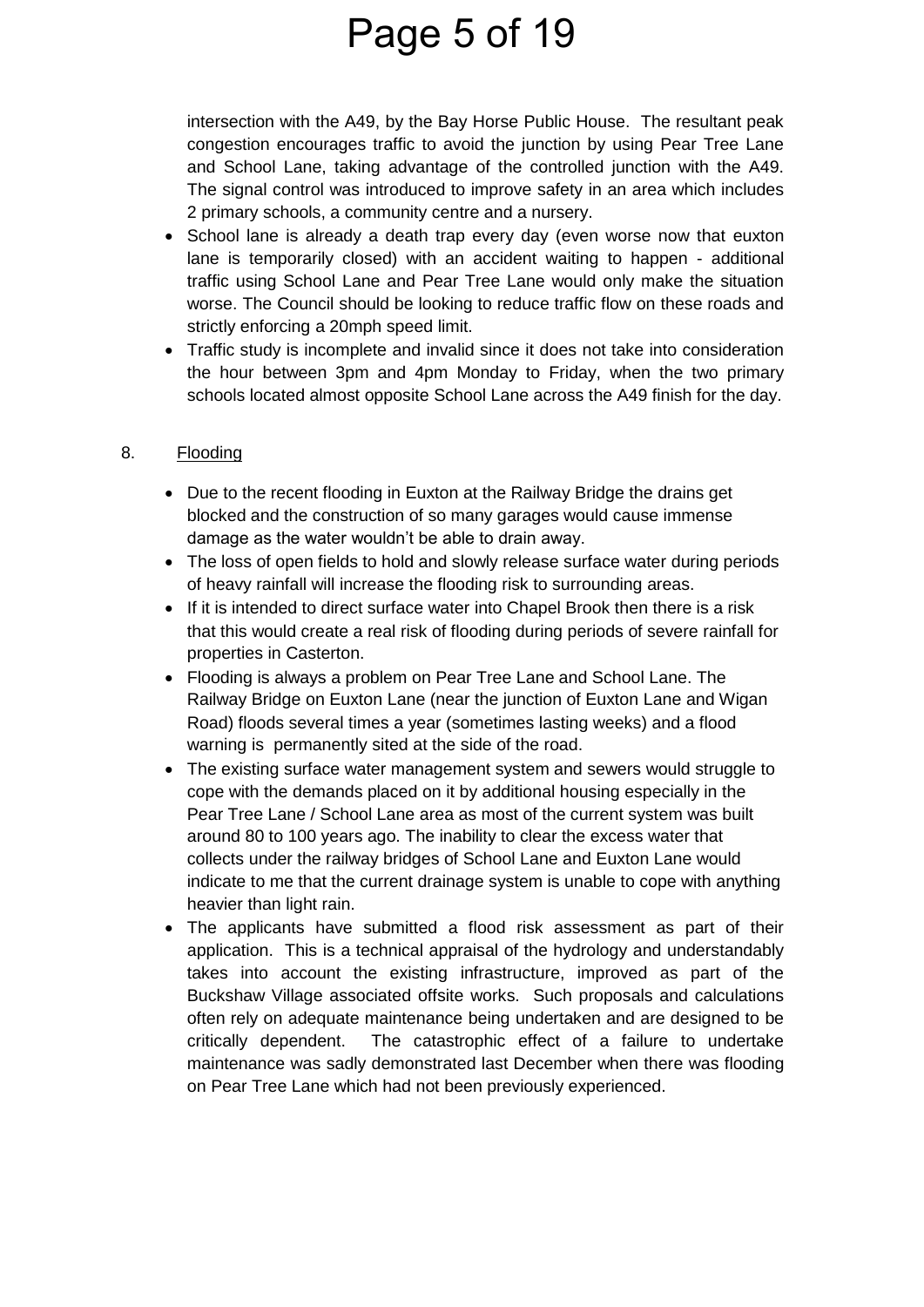intersection with the A49, by the Bay Horse Public House. The resultant peak congestion encourages traffic to avoid the junction by using Pear Tree Lane and School Lane, taking advantage of the controlled junction with the A49. The signal control was introduced to improve safety in an area which includes 2 primary schools, a community centre and a nursery.

- School lane is already a death trap every day (even worse now that euxton lane is temporarily closed) with an accident waiting to happen - additional traffic using School Lane and Pear Tree Lane would only make the situation worse. The Council should be looking to reduce traffic flow on these roads and strictly enforcing a 20mph speed limit.
- Traffic study is incomplete and invalid since it does not take into consideration the hour between 3pm and 4pm Monday to Friday, when the two primary schools located almost opposite School Lane across the A49 finish for the day.

8. Flooding

- Due to the recent flooding in Euxton at the Railway Bridge the drains get blocked and the construction of so many garages would cause immense damage as the water wouldn't be able to drain away.
- The loss of open fields to hold and slowly release surface water during periods of heavy rainfall will increase the flooding risk to surrounding areas.
- If it is intended to direct surface water into Chapel Brook then there is a risk that this would create a real risk of flooding during periods of severe rainfall for properties in Casterton.
- Flooding is always a problem on Pear Tree Lane and School Lane. The Railway Bridge on Euxton Lane (near the junction of Euxton Lane and Wigan Road) floods several times a year (sometimes lasting weeks) and a flood warning is permanently sited at the side of the road.
- The existing surface water management system and sewers would struggle to cope with the demands placed on it by additional housing especially in the Pear Tree Lane / School Lane area as most of the current system was built around 80 to 100 years ago. The inability to clear the excess water that collects under the railway bridges of School Lane and Euxton Lane would indicate to me that the current drainage system is unable to cope with anything heavier than light rain.
- The applicants have submitted a flood risk assessment as part of their application. This is a technical appraisal of the hydrology and understandably takes into account the existing infrastructure, improved as part of the Buckshaw Village associated offsite works. Such proposals and calculations often rely on adequate maintenance being undertaken and are designed to be critically dependent. The catastrophic effect of a failure to undertake maintenance was sadly demonstrated last December when there was flooding on Pear Tree Lane which had not been previously experienced.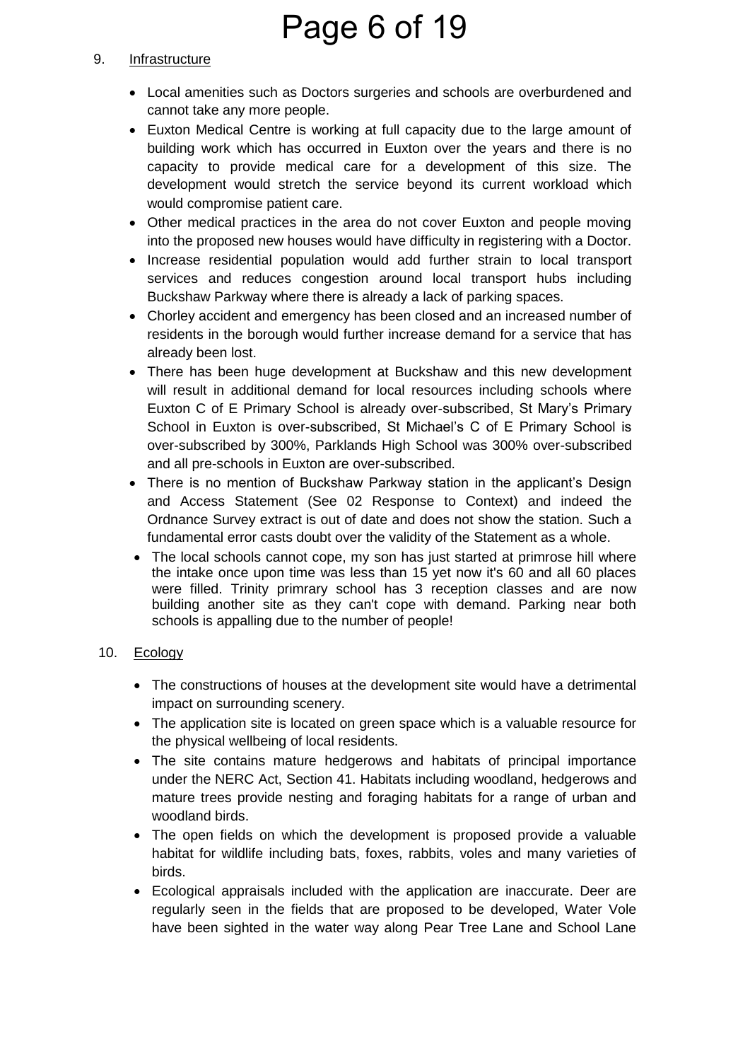9. Infrastructure

- Local amenities such as Doctors surgeries and schools are overburdened and cannot take any more people.
- Euxton Medical Centre is working at full capacity due to the large amount of building work which has occurred in Euxton over the years and there is no capacity to provide medical care for a development of this size. The development would stretch the service beyond its current workload which would compromise patient care.
- Other medical practices in the area do not cover Euxton and people moving into the proposed new houses would have difficulty in registering with a Doctor.
- Increase residential population would add further strain to local transport services and reduces congestion around local transport hubs including Buckshaw Parkway where there is already a lack of parking spaces.
- Chorley accident and emergency has been closed and an increased number of residents in the borough would further increase demand for a service that has already been lost.
- There has been huge development at Buckshaw and this new development will result in additional demand for local resources including schools where Euxton C of E Primary School is already over-subscribed, St Mary's Primary School in Euxton is over-subscribed, St Michael's C of E Primary School is over-subscribed by 300%, Parklands High School was 300% over-subscribed and all pre-schools in Euxton are over-subscribed.
- There is no mention of Buckshaw Parkway station in the applicant's Design and Access Statement (See 02 Response to Context) and indeed the Ordnance Survey extract is out of date and does not show the station. Such a fundamental error casts doubt over the validity of the Statement as a whole.
- The local schools cannot cope, my son has just started at primrose hill where the intake once upon time was less than 15 yet now it's 60 and all 60 places were filled. Trinity primrary school has 3 reception classes and are now building another site as they can't cope with demand. Parking near both schools is appalling due to the number of people!

10. Ecology

- The constructions of houses at the development site would have a detrimental impact on surrounding scenery.
- The application site is located on green space which is a valuable resource for the physical wellbeing of local residents.
- The site contains mature hedgerows and habitats of principal importance under the NERC Act, Section 41. Habitats including woodland, hedgerows and mature trees provide nesting and foraging habitats for a range of urban and woodland birds.
- The open fields on which the development is proposed provide a valuable habitat for wildlife including bats, foxes, rabbits, voles and many varieties of birds.
- Ecological appraisals included with the application are inaccurate. Deer are regularly seen in the fields that are proposed to be developed, Water Vole have been sighted in the water way along Pear Tree Lane and School Lane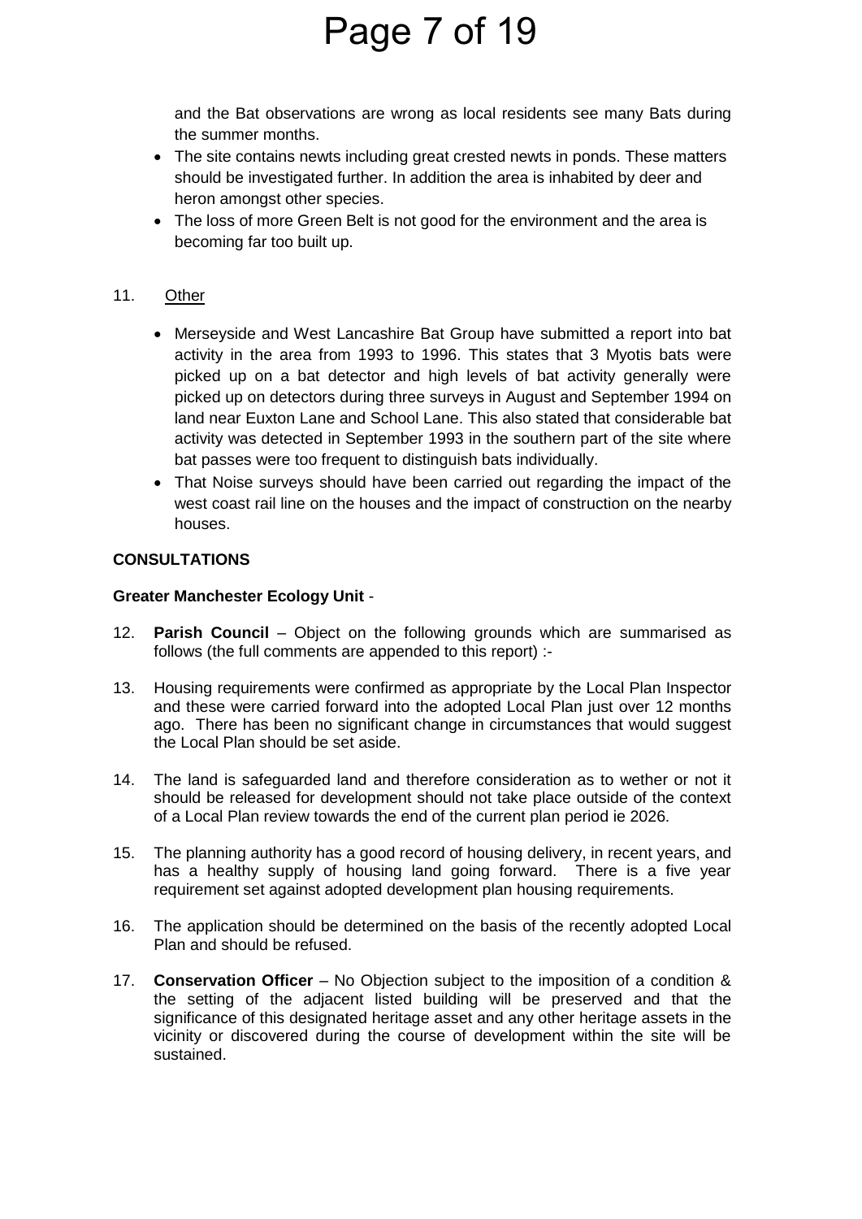and the Bat observations are wrong as local residents see many Bats during the summer months.

- The site contains newts including great crested newts in ponds. These matters should be investigated further. In addition the area is inhabited by deer and heron amongst other species.
- The loss of more Green Belt is not good for the environment and the area is becoming far too built up.

11. Other

- Merseyside and West Lancashire Bat Group have submitted a report into bat activity in the area from 1993 to 1996. This states that 3 Myotis bats were picked up on a bat detector and high levels of bat activity generally were picked up on detectors during three surveys in August and September 1994 on land near Euxton Lane and School Lane. This also stated that considerable bat activity was detected in September 1993 in the southern part of the site where bat passes were too frequent to distinguish bats individually.
- That Noise surveys should have been carried out regarding the impact of the west coast rail line on the houses and the impact of construction on the nearby houses.

**CONSULTATIONS**

**Greater Manchester Ecology Unit** -

12. **Parish Council** – Object on the following grounds which are summarised as follows (the full comments are appended to this report) :-

13. Housing requirements were confirmed as appropriate by the Local Plan Inspector and these were carried forward into the adopted Local Plan just over 12 months ago. There has been no significant change in circumstances that would suggest the Local Plan should be set aside.

14. The land is safeguarded land and therefore consideration as to wether or not it should be released for development should not take place outside of the context of a Local Plan review towards the end of the current plan period ie 2026.

15. The planning authority has a good record of housing delivery, in recent years, and has a healthy supply of housing land going forward. There is a five year requirement set against adopted development plan housing requirements.

16. The application should be determined on the basis of the recently adopted Local Plan and should be refused.

17. **Conservation Officer** – No Objection subject to the imposition of a condition & the setting of the adjacent listed building will be preserved and that the significance of this designated heritage asset and any other heritage assets in the vicinity or discovered during the course of development within the site will be sustained.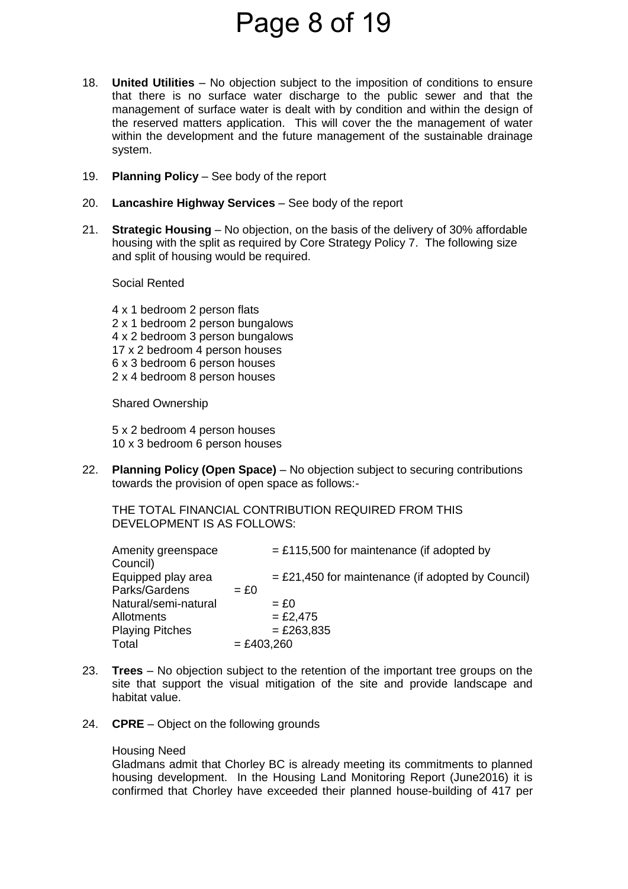18. **United Utilities** – No objection subject to the imposition of conditions to ensure that there is no surface water discharge to the public sewer and that the management of surface water is dealt with by condition and within the design of the reserved matters application. This will cover the the management of water within the development and the future management of the sustainable drainage system.

19. **Planning Policy** – See body of the report

20. **Lancashire Highway Services** – See body of the report

21. **Strategic Housing** – No objection, on the basis of the delivery of 30% affordable housing with the split as required by Core Strategy Policy 7. The following size and split of housing would be required.

    Social Rented

    4 x 1 bedroom 2 person flats
    2 x 1 bedroom 2 person bungalows
    4 x 2 bedroom 3 person bungalows
    17 x 2 bedroom 4 person houses
    6 x 3 bedroom 6 person houses
    2 x 4 bedroom 8 person houses

    Shared Ownership

    5 x 2 bedroom 4 person houses
    10 x 3 bedroom 6 person houses

22. **Planning Policy (Open Space)** – No objection subject to securing contributions towards the provision of open space as follows:-

    THE TOTAL FINANCIAL CONTRIBUTION REQUIRED FROM THIS DEVELOPMENT IS AS FOLLOWS:

    | | |
    |---|---|
    | Amenity greenspace | = £115,500 for maintenance (if adopted by Council) |
    | Equipped play area | = £21,450 for maintenance (if adopted by Council) |
    | Parks/Gardens | = £0 |
    | Natural/semi-natural | = £0 |
    | Allotments | = £2,475 |
    | Playing Pitches | = £263,835 |
    | Total | = £403,260 |

23. **Trees** – No objection subject to the retention of the important tree groups on the site that support the visual mitigation of the site and provide landscape and habitat value.

24. **CPRE** – Object on the following grounds

    Housing Need
    Gladmans admit that Chorley BC is already meeting its commitments to planned housing development. In the Housing Land Monitoring Report (June2016) it is confirmed that Chorley have exceeded their planned house-building of 417 per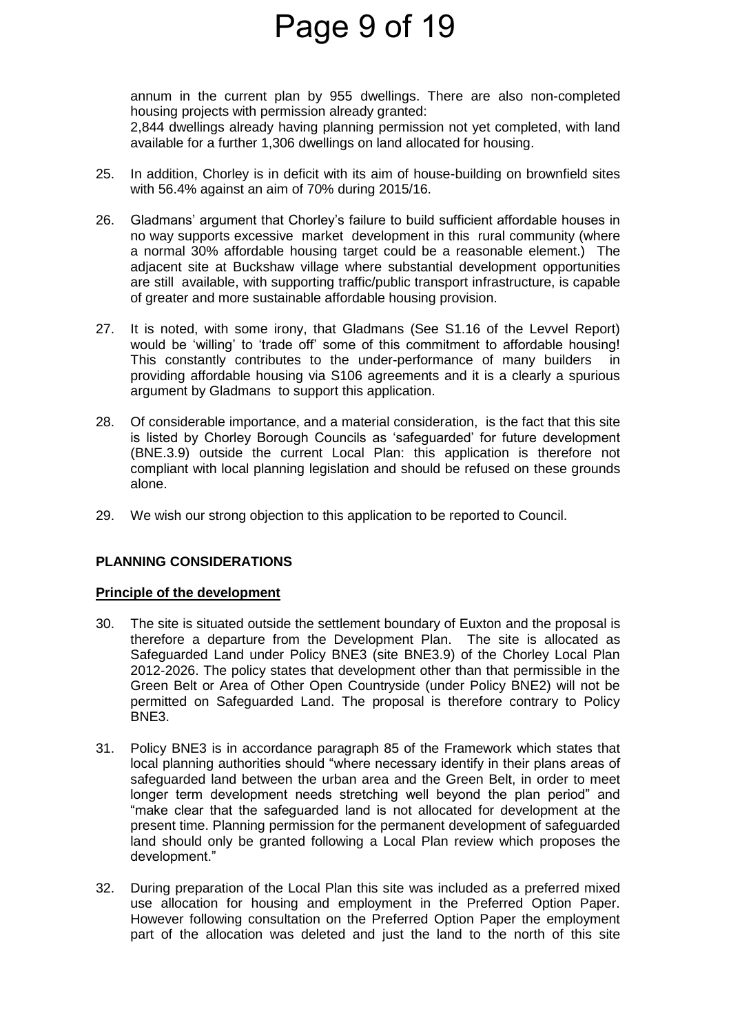annum in the current plan by 955 dwellings. There are also non-completed housing projects with permission already granted:

2,844 dwellings already having planning permission not yet completed, with land available for a further 1,306 dwellings on land allocated for housing.

25. In addition, Chorley is in deficit with its aim of house-building on brownfield sites with 56.4% against an aim of 70% during 2015/16.

26. Gladmans' argument that Chorley's failure to build sufficient affordable houses in no way supports excessive market development in this rural community (where a normal 30% affordable housing target could be a reasonable element.) The adjacent site at Buckshaw village where substantial development opportunities are still available, with supporting traffic/public transport infrastructure, is capable of greater and more sustainable affordable housing provision.

27. It is noted, with some irony, that Gladmans (See S1.16 of the Levvel Report) would be 'willing' to 'trade off' some of this commitment to affordable housing! This constantly contributes to the under-performance of many builders in providing affordable housing via S106 agreements and it is a clearly a spurious argument by Gladmans to support this application.

28. Of considerable importance, and a material consideration, is the fact that this site is listed by Chorley Borough Councils as 'safeguarded' for future development (BNE.3.9) outside the current Local Plan: this application is therefore not compliant with local planning legislation and should be refused on these grounds alone.

29. We wish our strong objection to this application to be reported to Council.

## PLANNING CONSIDERATIONS

### Principle of the development

30. The site is situated outside the settlement boundary of Euxton and the proposal is therefore a departure from the Development Plan. The site is allocated as Safeguarded Land under Policy BNE3 (site BNE3.9) of the Chorley Local Plan 2012-2026. The policy states that development other than that permissible in the Green Belt or Area of Other Open Countryside (under Policy BNE2) will not be permitted on Safeguarded Land. The proposal is therefore contrary to Policy BNE3.

31. Policy BNE3 is in accordance paragraph 85 of the Framework which states that local planning authorities should "where necessary identify in their plans areas of safeguarded land between the urban area and the Green Belt, in order to meet longer term development needs stretching well beyond the plan period" and "make clear that the safeguarded land is not allocated for development at the present time. Planning permission for the permanent development of safeguarded land should only be granted following a Local Plan review which proposes the development."

32. During preparation of the Local Plan this site was included as a preferred mixed use allocation for housing and employment in the Preferred Option Paper. However following consultation on the Preferred Option Paper the employment part of the allocation was deleted and just the land to the north of this site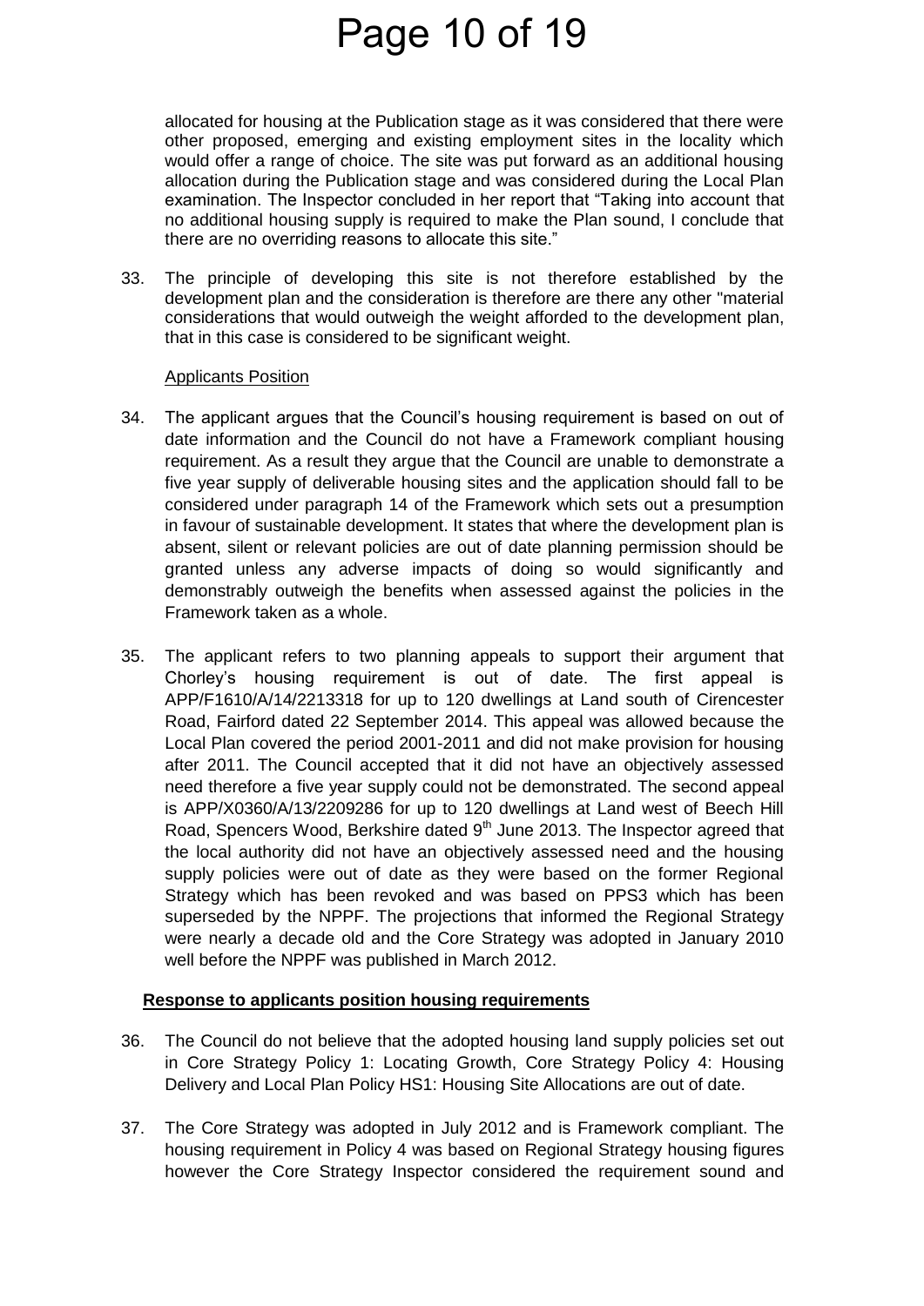allocated for housing at the Publication stage as it was considered that there were other proposed, emerging and existing employment sites in the locality which would offer a range of choice. The site was put forward as an additional housing allocation during the Publication stage and was considered during the Local Plan examination. The Inspector concluded in her report that "Taking into account that no additional housing supply is required to make the Plan sound, I conclude that there are no overriding reasons to allocate this site."

33. The principle of developing this site is not therefore established by the development plan and the consideration is therefore are there any other "material considerations that would outweigh the weight afforded to the development plan, that in this case is considered to be significant weight.

Applicants Position

34. The applicant argues that the Council's housing requirement is based on out of date information and the Council do not have a Framework compliant housing requirement. As a result they argue that the Council are unable to demonstrate a five year supply of deliverable housing sites and the application should fall to be considered under paragraph 14 of the Framework which sets out a presumption in favour of sustainable development. It states that where the development plan is absent, silent or relevant policies are out of date planning permission should be granted unless any adverse impacts of doing so would significantly and demonstrably outweigh the benefits when assessed against the policies in the Framework taken as a whole.

35. The applicant refers to two planning appeals to support their argument that Chorley's housing requirement is out of date. The first appeal is APP/F1610/A/14/2213318 for up to 120 dwellings at Land south of Cirencester Road, Fairford dated 22 September 2014. This appeal was allowed because the Local Plan covered the period 2001-2011 and did not make provision for housing after 2011. The Council accepted that it did not have an objectively assessed need therefore a five year supply could not be demonstrated. The second appeal is APP/X0360/A/13/2209286 for up to 120 dwellings at Land west of Beech Hill Road, Spencers Wood, Berkshire dated 9th June 2013. The Inspector agreed that the local authority did not have an objectively assessed need and the housing supply policies were out of date as they were based on the former Regional Strategy which has been revoked and was based on PPS3 which has been superseded by the NPPF. The projections that informed the Regional Strategy were nearly a decade old and the Core Strategy was adopted in January 2010 well before the NPPF was published in March 2012.

**Response to applicants position housing requirements**

36. The Council do not believe that the adopted housing land supply policies set out in Core Strategy Policy 1: Locating Growth, Core Strategy Policy 4: Housing Delivery and Local Plan Policy HS1: Housing Site Allocations are out of date.

37. The Core Strategy was adopted in July 2012 and is Framework compliant. The housing requirement in Policy 4 was based on Regional Strategy housing figures however the Core Strategy Inspector considered the requirement sound and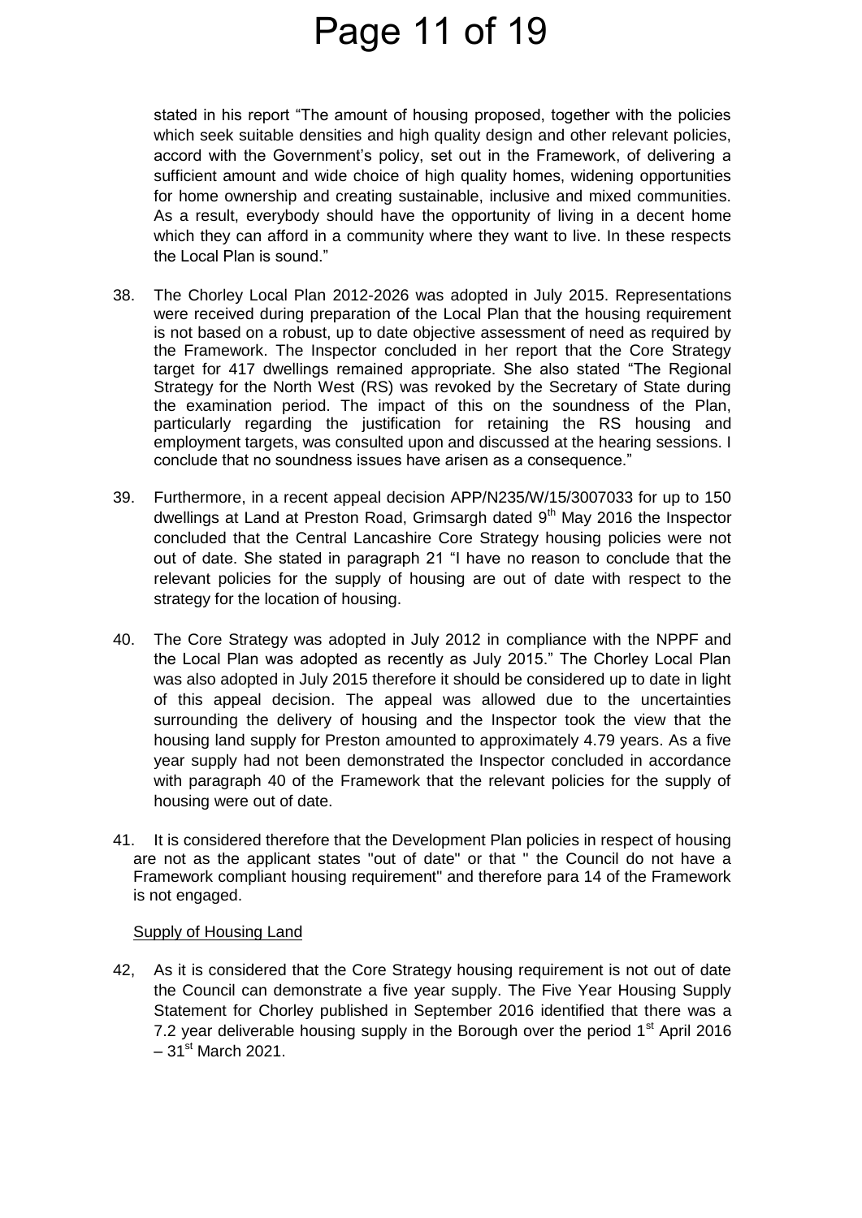stated in his report "The amount of housing proposed, together with the policies which seek suitable densities and high quality design and other relevant policies, accord with the Government's policy, set out in the Framework, of delivering a sufficient amount and wide choice of high quality homes, widening opportunities for home ownership and creating sustainable, inclusive and mixed communities. As a result, everybody should have the opportunity of living in a decent home which they can afford in a community where they want to live. In these respects the Local Plan is sound."

38. The Chorley Local Plan 2012-2026 was adopted in July 2015. Representations were received during preparation of the Local Plan that the housing requirement is not based on a robust, up to date objective assessment of need as required by the Framework. The Inspector concluded in her report that the Core Strategy target for 417 dwellings remained appropriate. She also stated "The Regional Strategy for the North West (RS) was revoked by the Secretary of State during the examination period. The impact of this on the soundness of the Plan, particularly regarding the justification for retaining the RS housing and employment targets, was consulted upon and discussed at the hearing sessions. I conclude that no soundness issues have arisen as a consequence."

39. Furthermore, in a recent appeal decision APP/N235/W/15/3007033 for up to 150 dwellings at Land at Preston Road, Grimsargh dated 9th May 2016 the Inspector concluded that the Central Lancashire Core Strategy housing policies were not out of date. She stated in paragraph 21 "I have no reason to conclude that the relevant policies for the supply of housing are out of date with respect to the strategy for the location of housing.

40. The Core Strategy was adopted in July 2012 in compliance with the NPPF and the Local Plan was adopted as recently as July 2015." The Chorley Local Plan was also adopted in July 2015 therefore it should be considered up to date in light of this appeal decision. The appeal was allowed due to the uncertainties surrounding the delivery of housing and the Inspector took the view that the housing land supply for Preston amounted to approximately 4.79 years. As a five year supply had not been demonstrated the Inspector concluded in accordance with paragraph 40 of the Framework that the relevant policies for the supply of housing were out of date.

41. It is considered therefore that the Development Plan policies in respect of housing are not as the applicant states "out of date" or that " the Council do not have a Framework compliant housing requirement" and therefore para 14 of the Framework is not engaged.

Supply of Housing Land

42, As it is considered that the Core Strategy housing requirement is not out of date the Council can demonstrate a five year supply. The Five Year Housing Supply Statement for Chorley published in September 2016 identified that there was a 7.2 year deliverable housing supply in the Borough over the period 1st April 2016 – 31st March 2021.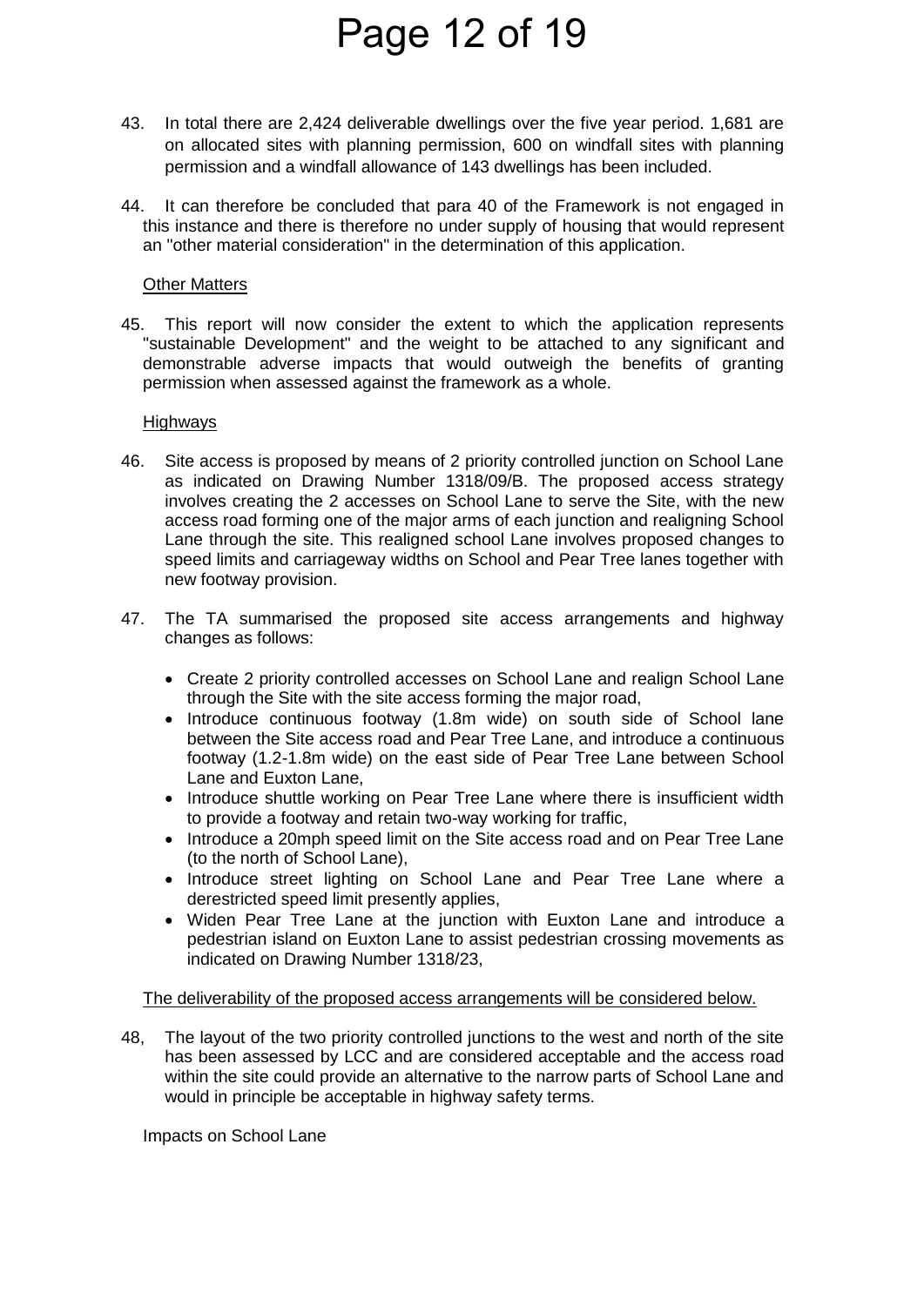43. In total there are 2,424 deliverable dwellings over the five year period. 1,681 are on allocated sites with planning permission, 600 on windfall sites with planning permission and a windfall allowance of 143 dwellings has been included.

44. It can therefore be concluded that para 40 of the Framework is not engaged in this instance and there is therefore no under supply of housing that would represent an "other material consideration" in the determination of this application.

Other Matters

45. This report will now consider the extent to which the application represents "sustainable Development" and the weight to be attached to any significant and demonstrable adverse impacts that would outweigh the benefits of granting permission when assessed against the framework as a whole.

Highways

46. Site access is proposed by means of 2 priority controlled junction on School Lane as indicated on Drawing Number 1318/09/B. The proposed access strategy involves creating the 2 accesses on School Lane to serve the Site, with the new access road forming one of the major arms of each junction and realigning School Lane through the site. This realigned school Lane involves proposed changes to speed limits and carriageway widths on School and Pear Tree lanes together with new footway provision.

47. The TA summarised the proposed site access arrangements and highway changes as follows:

- Create 2 priority controlled accesses on School Lane and realign School Lane through the Site with the site access forming the major road,
- Introduce continuous footway (1.8m wide) on south side of School lane between the Site access road and Pear Tree Lane, and introduce a continuous footway (1.2-1.8m wide) on the east side of Pear Tree Lane between School Lane and Euxton Lane,
- Introduce shuttle working on Pear Tree Lane where there is insufficient width to provide a footway and retain two-way working for traffic,
- Introduce a 20mph speed limit on the Site access road and on Pear Tree Lane (to the north of School Lane),
- Introduce street lighting on School Lane and Pear Tree Lane where a derestricted speed limit presently applies,
- Widen Pear Tree Lane at the junction with Euxton Lane and introduce a pedestrian island on Euxton Lane to assist pedestrian crossing movements as indicated on Drawing Number 1318/23,

The deliverability of the proposed access arrangements will be considered below.

48, The layout of the two priority controlled junctions to the west and north of the site has been assessed by LCC and are considered acceptable and the access road within the site could provide an alternative to the narrow parts of School Lane and would in principle be acceptable in highway safety terms.

Impacts on School Lane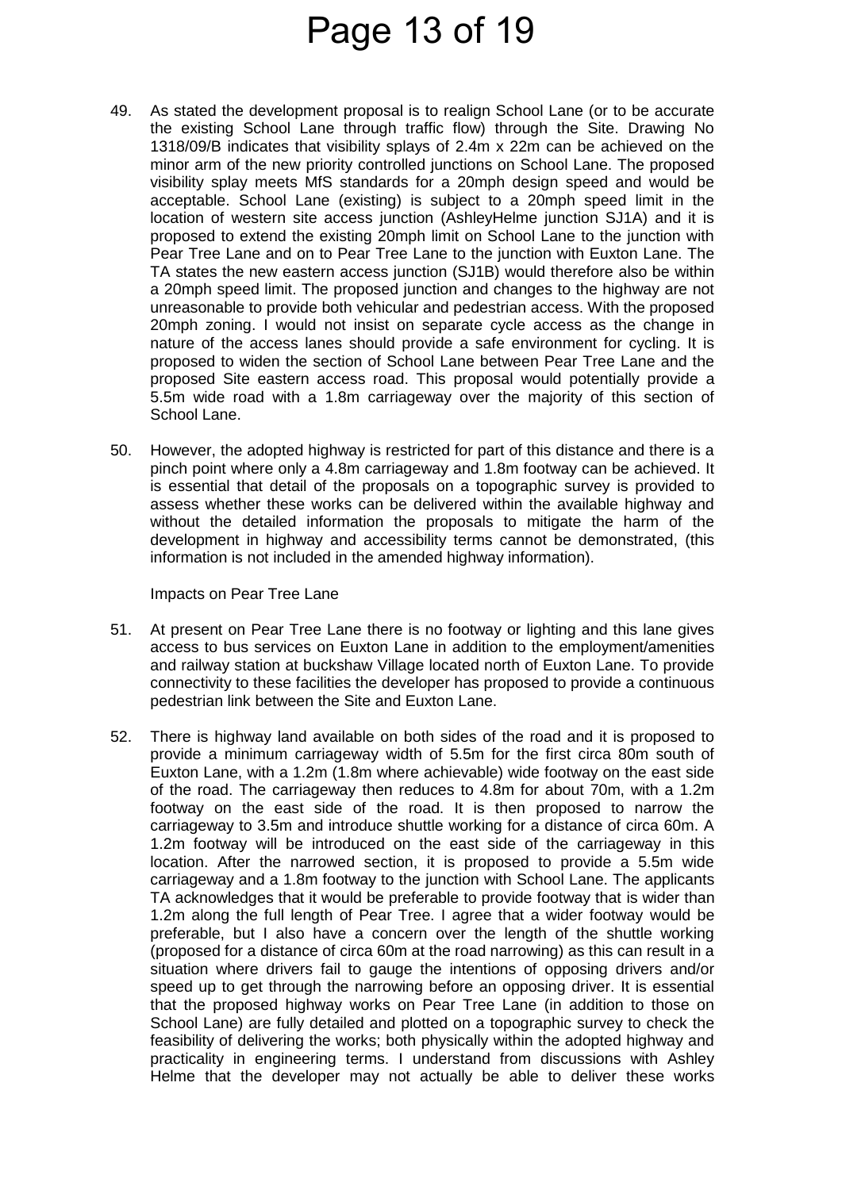49. As stated the development proposal is to realign School Lane (or to be accurate the existing School Lane through traffic flow) through the Site. Drawing No 1318/09/B indicates that visibility splays of 2.4m x 22m can be achieved on the minor arm of the new priority controlled junctions on School Lane. The proposed visibility splay meets MfS standards for a 20mph design speed and would be acceptable. School Lane (existing) is subject to a 20mph speed limit in the location of western site access junction (AshleyHelme junction SJ1A) and it is proposed to extend the existing 20mph limit on School Lane to the junction with Pear Tree Lane and on to Pear Tree Lane to the junction with Euxton Lane. The TA states the new eastern access junction (SJ1B) would therefore also be within a 20mph speed limit. The proposed junction and changes to the highway are not unreasonable to provide both vehicular and pedestrian access. With the proposed 20mph zoning. I would not insist on separate cycle access as the change in nature of the access lanes should provide a safe environment for cycling. It is proposed to widen the section of School Lane between Pear Tree Lane and the proposed Site eastern access road. This proposal would potentially provide a 5.5m wide road with a 1.8m carriageway over the majority of this section of School Lane.

50. However, the adopted highway is restricted for part of this distance and there is a pinch point where only a 4.8m carriageway and 1.8m footway can be achieved. It is essential that detail of the proposals on a topographic survey is provided to assess whether these works can be delivered within the available highway and without the detailed information the proposals to mitigate the harm of the development in highway and accessibility terms cannot be demonstrated, (this information is not included in the amended highway information).

Impacts on Pear Tree Lane

51. At present on Pear Tree Lane there is no footway or lighting and this lane gives access to bus services on Euxton Lane in addition to the employment/amenities and railway station at buckshaw Village located north of Euxton Lane. To provide connectivity to these facilities the developer has proposed to provide a continuous pedestrian link between the Site and Euxton Lane.

52. There is highway land available on both sides of the road and it is proposed to provide a minimum carriageway width of 5.5m for the first circa 80m south of Euxton Lane, with a 1.2m (1.8m where achievable) wide footway on the east side of the road. The carriageway then reduces to 4.8m for about 70m, with a 1.2m footway on the east side of the road. It is then proposed to narrow the carriageway to 3.5m and introduce shuttle working for a distance of circa 60m. A 1.2m footway will be introduced on the east side of the carriageway in this location. After the narrowed section, it is proposed to provide a 5.5m wide carriageway and a 1.8m footway to the junction with School Lane. The applicants TA acknowledges that it would be preferable to provide footway that is wider than 1.2m along the full length of Pear Tree. I agree that a wider footway would be preferable, but I also have a concern over the length of the shuttle working (proposed for a distance of circa 60m at the road narrowing) as this can result in a situation where drivers fail to gauge the intentions of opposing drivers and/or speed up to get through the narrowing before an opposing driver. It is essential that the proposed highway works on Pear Tree Lane (in addition to those on School Lane) are fully detailed and plotted on a topographic survey to check the feasibility of delivering the works; both physically within the adopted highway and practicality in engineering terms. I understand from discussions with Ashley Helme that the developer may not actually be able to deliver these works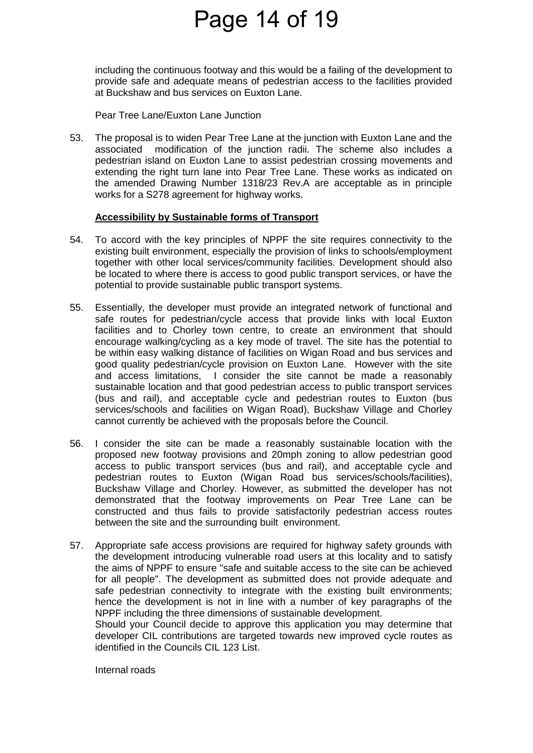including the continuous footway and this would be a failing of the development to provide safe and adequate means of pedestrian access to the facilities provided at Buckshaw and bus services on Euxton Lane.

Pear Tree Lane/Euxton Lane Junction

53. The proposal is to widen Pear Tree Lane at the junction with Euxton Lane and the associated modification of the junction radii. The scheme also includes a pedestrian island on Euxton Lane to assist pedestrian crossing movements and extending the right turn lane into Pear Tree Lane. These works as indicated on the amended Drawing Number 1318/23 Rev.A are acceptable as in principle works for a S278 agreement for highway works.

**Accessibility by Sustainable forms of Transport**

54. To accord with the key principles of NPPF the site requires connectivity to the existing built environment, especially the provision of links to schools/employment together with other local services/community facilities. Development should also be located to where there is access to good public transport services, or have the potential to provide sustainable public transport systems.

55. Essentially, the developer must provide an integrated network of functional and safe routes for pedestrian/cycle access that provide links with local Euxton facilities and to Chorley town centre, to create an environment that should encourage walking/cycling as a key mode of travel. The site has the potential to be within easy walking distance of facilities on Wigan Road and bus services and good quality pedestrian/cycle provision on Euxton Lane. However with the site and access limitations, I consider the site cannot be made a reasonably sustainable location and that good pedestrian access to public transport services (bus and rail), and acceptable cycle and pedestrian routes to Euxton (bus services/schools and facilities on Wigan Road), Buckshaw Village and Chorley cannot currently be achieved with the proposals before the Council.

56. I consider the site can be made a reasonably sustainable location with the proposed new footway provisions and 20mph zoning to allow pedestrian good access to public transport services (bus and rail), and acceptable cycle and pedestrian routes to Euxton (Wigan Road bus services/schools/facilities), Buckshaw Village and Chorley. However, as submitted the developer has not demonstrated that the footway improvements on Pear Tree Lane can be constructed and thus fails to provide satisfactorily pedestrian access routes between the site and the surrounding built environment.

57. Appropriate safe access provisions are required for highway safety grounds with the development introducing vulnerable road users at this locality and to satisfy the aims of NPPF to ensure "safe and suitable access to the site can be achieved for all people". The development as submitted does not provide adequate and safe pedestrian connectivity to integrate with the existing built environments; hence the development is not in line with a number of key paragraphs of the NPPF including the three dimensions of sustainable development.
Should your Council decide to approve this application you may determine that developer CIL contributions are targeted towards new improved cycle routes as identified in the Councils CIL 123 List.

Internal roads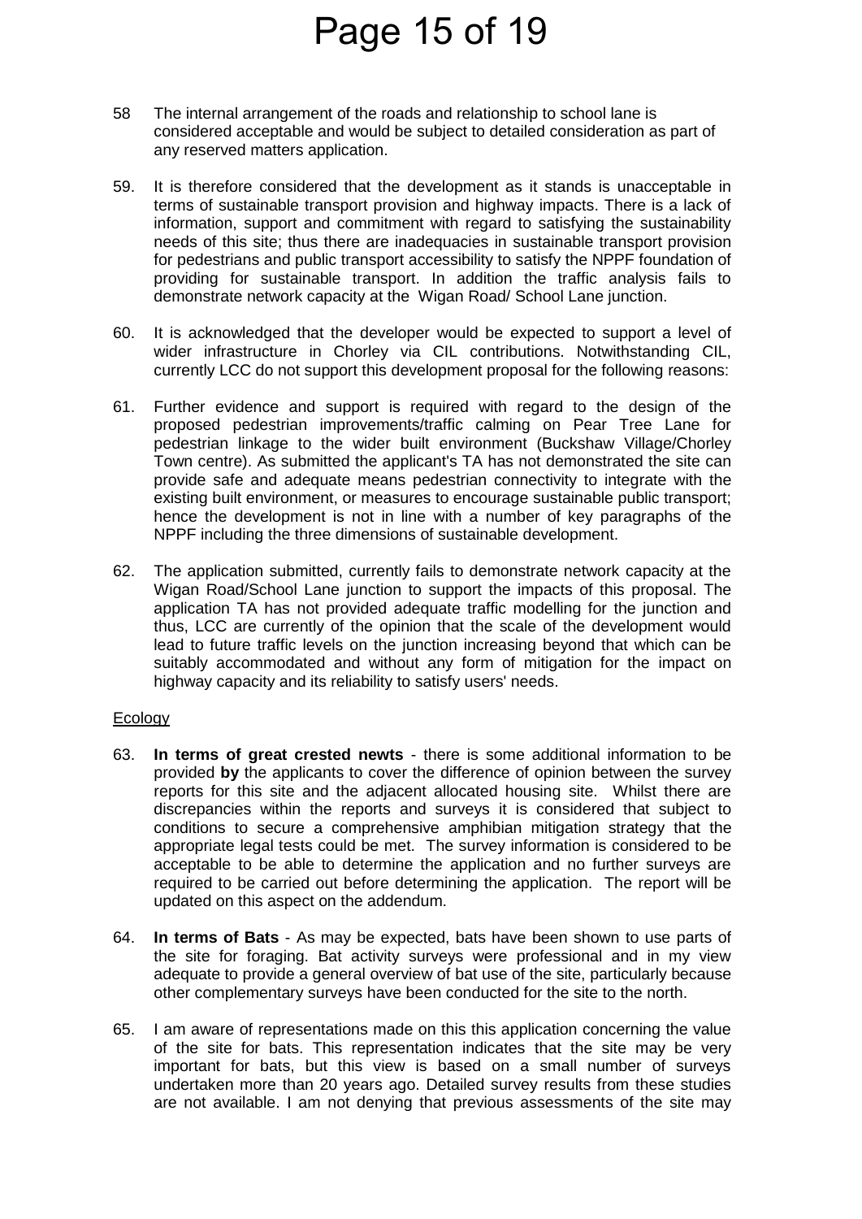58 The internal arrangement of the roads and relationship to school lane is considered acceptable and would be subject to detailed consideration as part of any reserved matters application.

59. It is therefore considered that the development as it stands is unacceptable in terms of sustainable transport provision and highway impacts. There is a lack of information, support and commitment with regard to satisfying the sustainability needs of this site; thus there are inadequacies in sustainable transport provision for pedestrians and public transport accessibility to satisfy the NPPF foundation of providing for sustainable transport. In addition the traffic analysis fails to demonstrate network capacity at the Wigan Road/ School Lane junction.

60. It is acknowledged that the developer would be expected to support a level of wider infrastructure in Chorley via CIL contributions. Notwithstanding CIL, currently LCC do not support this development proposal for the following reasons:

61. Further evidence and support is required with regard to the design of the proposed pedestrian improvements/traffic calming on Pear Tree Lane for pedestrian linkage to the wider built environment (Buckshaw Village/Chorley Town centre). As submitted the applicant's TA has not demonstrated the site can provide safe and adequate means pedestrian connectivity to integrate with the existing built environment, or measures to encourage sustainable public transport; hence the development is not in line with a number of key paragraphs of the NPPF including the three dimensions of sustainable development.

62. The application submitted, currently fails to demonstrate network capacity at the Wigan Road/School Lane junction to support the impacts of this proposal. The application TA has not provided adequate traffic modelling for the junction and thus, LCC are currently of the opinion that the scale of the development would lead to future traffic levels on the junction increasing beyond that which can be suitably accommodated and without any form of mitigation for the impact on highway capacity and its reliability to satisfy users' needs.

Ecology

63. **In terms of great crested newts** - there is some additional information to be provided **by** the applicants to cover the difference of opinion between the survey reports for this site and the adjacent allocated housing site. Whilst there are discrepancies within the reports and surveys it is considered that subject to conditions to secure a comprehensive amphibian mitigation strategy that the appropriate legal tests could be met. The survey information is considered to be acceptable to be able to determine the application and no further surveys are required to be carried out before determining the application. The report will be updated on this aspect on the addendum.

64. **In terms of Bats** - As may be expected, bats have been shown to use parts of the site for foraging. Bat activity surveys were professional and in my view adequate to provide a general overview of bat use of the site, particularly because other complementary surveys have been conducted for the site to the north.

65. I am aware of representations made on this this application concerning the value of the site for bats. This representation indicates that the site may be very important for bats, but this view is based on a small number of surveys undertaken more than 20 years ago. Detailed survey results from these studies are not available. I am not denying that previous assessments of the site may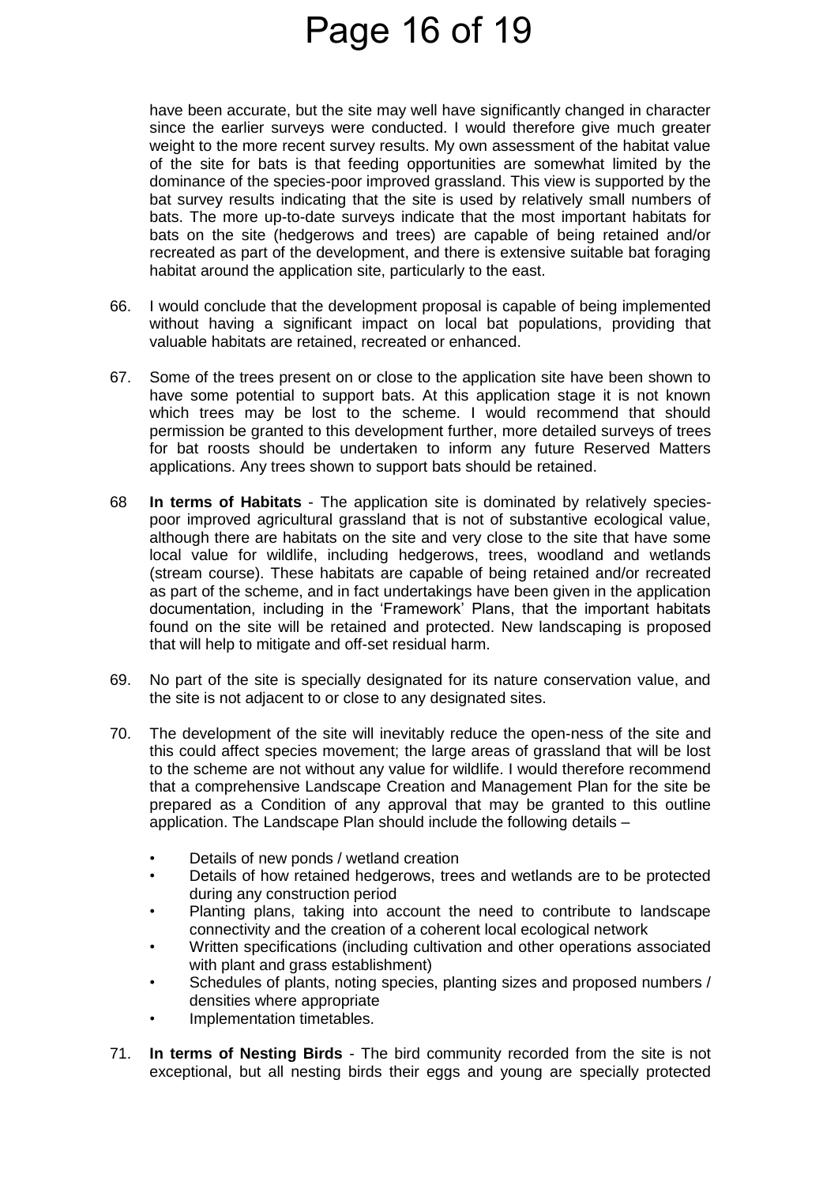have been accurate, but the site may well have significantly changed in character since the earlier surveys were conducted. I would therefore give much greater weight to the more recent survey results. My own assessment of the habitat value of the site for bats is that feeding opportunities are somewhat limited by the dominance of the species-poor improved grassland. This view is supported by the bat survey results indicating that the site is used by relatively small numbers of bats. The more up-to-date surveys indicate that the most important habitats for bats on the site (hedgerows and trees) are capable of being retained and/or recreated as part of the development, and there is extensive suitable bat foraging habitat around the application site, particularly to the east.

66. I would conclude that the development proposal is capable of being implemented without having a significant impact on local bat populations, providing that valuable habitats are retained, recreated or enhanced.

67. Some of the trees present on or close to the application site have been shown to have some potential to support bats. At this application stage it is not known which trees may be lost to the scheme. I would recommend that should permission be granted to this development further, more detailed surveys of trees for bat roosts should be undertaken to inform any future Reserved Matters applications. Any trees shown to support bats should be retained.

68 **In terms of Habitats** - The application site is dominated by relatively species-poor improved agricultural grassland that is not of substantive ecological value, although there are habitats on the site and very close to the site that have some local value for wildlife, including hedgerows, trees, woodland and wetlands (stream course). These habitats are capable of being retained and/or recreated as part of the scheme, and in fact undertakings have been given in the application documentation, including in the 'Framework' Plans, that the important habitats found on the site will be retained and protected. New landscaping is proposed that will help to mitigate and off-set residual harm.

69. No part of the site is specially designated for its nature conservation value, and the site is not adjacent to or close to any designated sites.

70. The development of the site will inevitably reduce the open-ness of the site and this could affect species movement; the large areas of grassland that will be lost to the scheme are not without any value for wildlife. I would therefore recommend that a comprehensive Landscape Creation and Management Plan for the site be prepared as a Condition of any approval that may be granted to this outline application. The Landscape Plan should include the following details –

- Details of new ponds / wetland creation
- Details of how retained hedgerows, trees and wetlands are to be protected during any construction period
- Planting plans, taking into account the need to contribute to landscape connectivity and the creation of a coherent local ecological network
- Written specifications (including cultivation and other operations associated with plant and grass establishment)
- Schedules of plants, noting species, planting sizes and proposed numbers / densities where appropriate
- Implementation timetables.

71. **In terms of Nesting Birds** - The bird community recorded from the site is not exceptional, but all nesting birds their eggs and young are specially protected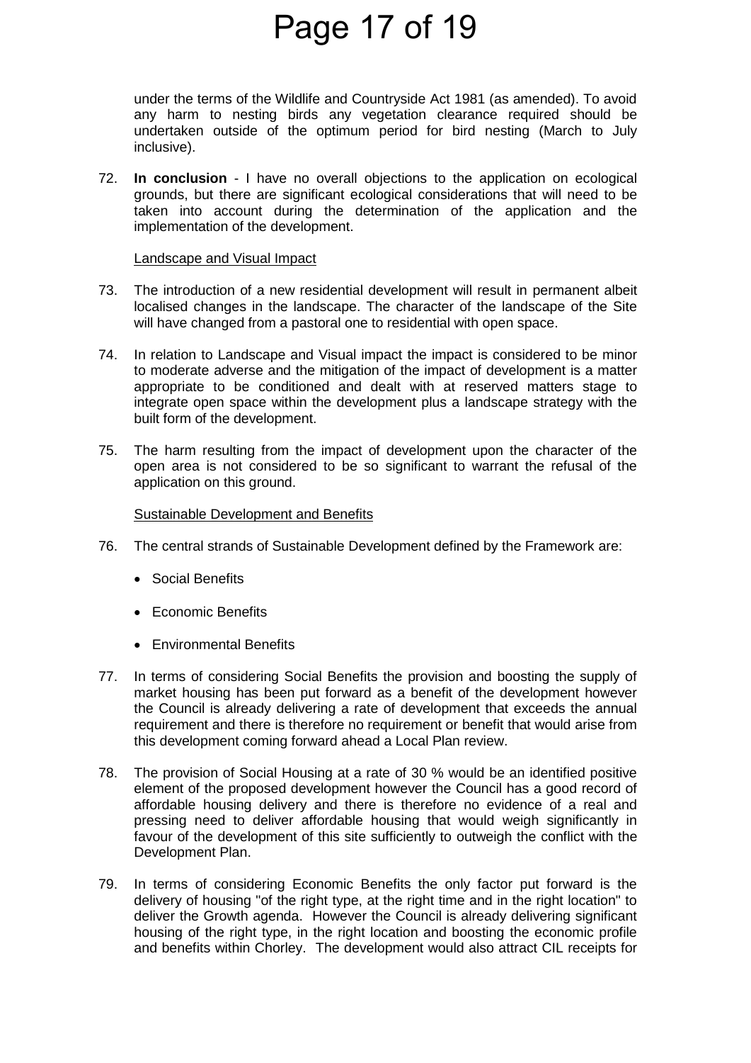under the terms of the Wildlife and Countryside Act 1981 (as amended). To avoid any harm to nesting birds any vegetation clearance required should be undertaken outside of the optimum period for bird nesting (March to July inclusive).

72. **In conclusion** - I have no overall objections to the application on ecological grounds, but there are significant ecological considerations that will need to be taken into account during the determination of the application and the implementation of the development.

Landscape and Visual Impact

73. The introduction of a new residential development will result in permanent albeit localised changes in the landscape. The character of the landscape of the Site will have changed from a pastoral one to residential with open space.

74. In relation to Landscape and Visual impact the impact is considered to be minor to moderate adverse and the mitigation of the impact of development is a matter appropriate to be conditioned and dealt with at reserved matters stage to integrate open space within the development plus a landscape strategy with the built form of the development.

75. The harm resulting from the impact of development upon the character of the open area is not considered to be so significant to warrant the refusal of the application on this ground.

Sustainable Development and Benefits

76. The central strands of Sustainable Development defined by the Framework are:

- Social Benefits
- Economic Benefits
- Environmental Benefits

77. In terms of considering Social Benefits the provision and boosting the supply of market housing has been put forward as a benefit of the development however the Council is already delivering a rate of development that exceeds the annual requirement and there is therefore no requirement or benefit that would arise from this development coming forward ahead a Local Plan review.

78. The provision of Social Housing at a rate of 30 % would be an identified positive element of the proposed development however the Council has a good record of affordable housing delivery and there is therefore no evidence of a real and pressing need to deliver affordable housing that would weigh significantly in favour of the development of this site sufficiently to outweigh the conflict with the Development Plan.

79. In terms of considering Economic Benefits the only factor put forward is the delivery of housing "of the right type, at the right time and in the right location" to deliver the Growth agenda. However the Council is already delivering significant housing of the right type, in the right location and boosting the economic profile and benefits within Chorley. The development would also attract CIL receipts for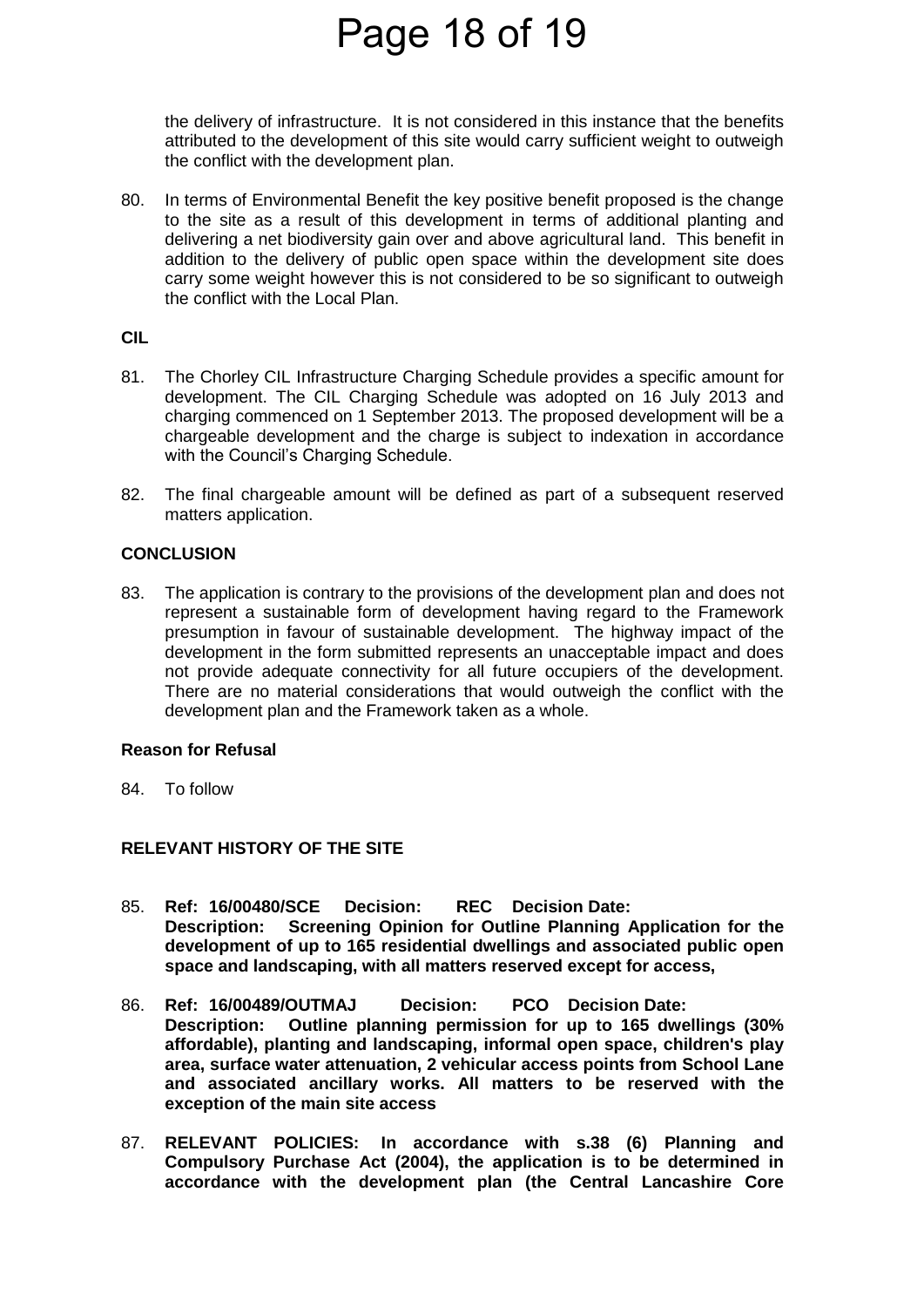the delivery of infrastructure. It is not considered in this instance that the benefits attributed to the development of this site would carry sufficient weight to outweigh the conflict with the development plan.

80. In terms of Environmental Benefit the key positive benefit proposed is the change to the site as a result of this development in terms of additional planting and delivering a net biodiversity gain over and above agricultural land. This benefit in addition to the delivery of public open space within the development site does carry some weight however this is not considered to be so significant to outweigh the conflict with the Local Plan.

**CIL**

81. The Chorley CIL Infrastructure Charging Schedule provides a specific amount for development. The CIL Charging Schedule was adopted on 16 July 2013 and charging commenced on 1 September 2013. The proposed development will be a chargeable development and the charge is subject to indexation in accordance with the Council's Charging Schedule.

82. The final chargeable amount will be defined as part of a subsequent reserved matters application.

**CONCLUSION**

83. The application is contrary to the provisions of the development plan and does not represent a sustainable form of development having regard to the Framework presumption in favour of sustainable development. The highway impact of the development in the form submitted represents an unacceptable impact and does not provide adequate connectivity for all future occupiers of the development. There are no material considerations that would outweigh the conflict with the development plan and the Framework taken as a whole.

**Reason for Refusal**

84. To follow

**RELEVANT HISTORY OF THE SITE**

85. **Ref: 16/00480/SCE Decision: REC Decision Date:**
**Description: Screening Opinion for Outline Planning Application for the development of up to 165 residential dwellings and associated public open space and landscaping, with all matters reserved except for access,**

86. **Ref: 16/00489/OUTMAJ Decision: PCO Decision Date:**
**Description: Outline planning permission for up to 165 dwellings (30% affordable), planting and landscaping, informal open space, children's play area, surface water attenuation, 2 vehicular access points from School Lane and associated ancillary works. All matters to be reserved with the exception of the main site access**

87. **RELEVANT POLICIES: In accordance with s.38 (6) Planning and Compulsory Purchase Act (2004), the application is to be determined in accordance with the development plan (the Central Lancashire Core**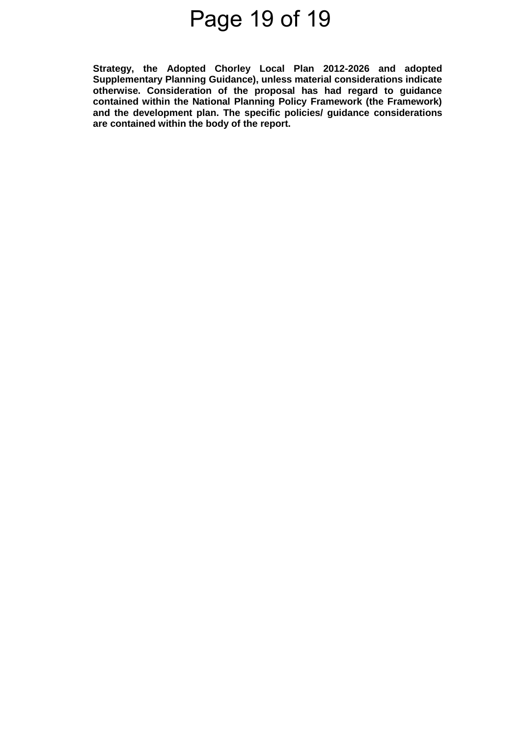**Strategy, the Adopted Chorley Local Plan 2012-2026 and adopted Supplementary Planning Guidance), unless material considerations indicate otherwise. Consideration of the proposal has had regard to guidance contained within the National Planning Policy Framework (the Framework) and the development plan. The specific policies/ guidance considerations are contained within the body of the report.**